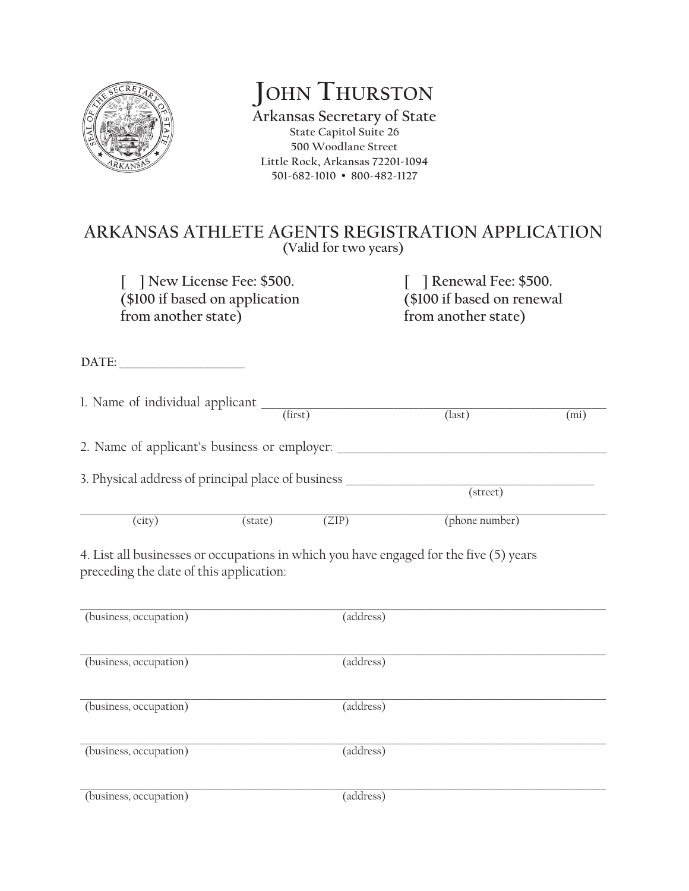# JOHN THURSTON

**Arkansas Secretary of State**
**State Capitol Suite 26**
**500 Woodlane Street**
**Little Rock, Arkansas 72201-1094**
**501-682-1010 • 800-482-1127**

## ARKANSAS ATHLETE AGENTS REGISTRATION APPLICATION

**(Valid for two years)**

**[ ] New License Fee: $500. ($100 if based on application from another state)**

**[ ] Renewal Fee: $500. ($100 if based on renewal from another state)**

**DATE:** ____________________

1. Name of individual applicant ________________________________________________
(first) (last) (mi)

2. Name of applicant's business or employer: ________________________________________

3. Physical address of principal place of business ________________________________________
(street)

________________________________________________________________________
(city) (state) (ZIP) (phone number)

4. List all businesses or occupations in which you have engaged for the five (5) years preceding the date of this application:

________________________________________________________________________
(business, occupation) (address)

________________________________________________________________________
(business, occupation) (address)

________________________________________________________________________
(business, occupation) (address)

________________________________________________________________________
(business, occupation) (address)

________________________________________________________________________
(business, occupation) (address)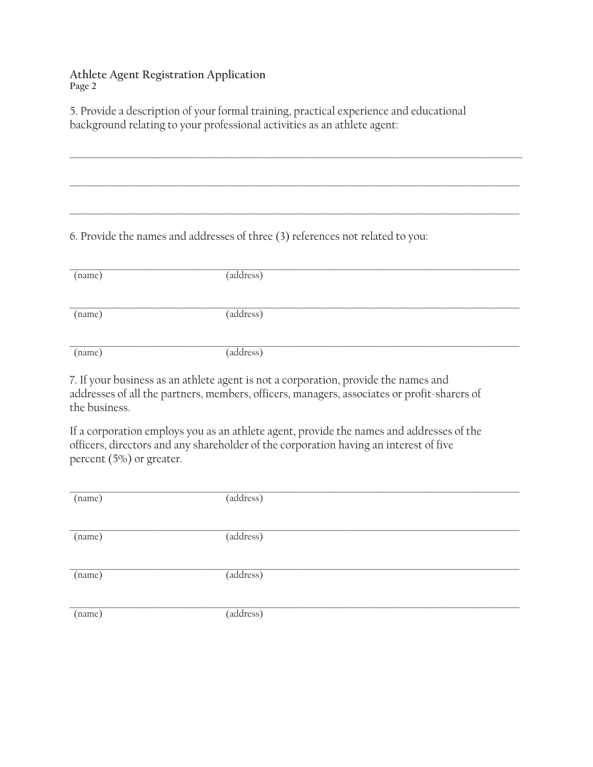**Athlete Agent Registration Application**
**Page 2**

5. Provide a description of your formal training, practical experience and educational background relating to your professional activities as an athlete agent:

\_\_\_\_\_\_\_\_\_\_\_\_\_\_\_\_\_\_\_\_\_\_\_\_\_\_\_\_\_\_\_\_\_\_\_\_\_\_\_\_\_\_\_\_\_\_\_\_\_\_\_\_\_\_\_\_\_\_\_\_\_\_\_\_\_\_\_\_\_\_\_\_\_\_\_\_\_\_

\_\_\_\_\_\_\_\_\_\_\_\_\_\_\_\_\_\_\_\_\_\_\_\_\_\_\_\_\_\_\_\_\_\_\_\_\_\_\_\_\_\_\_\_\_\_\_\_\_\_\_\_\_\_\_\_\_\_\_\_\_\_\_\_\_\_\_\_\_\_\_\_\_\_\_\_\_\_

\_\_\_\_\_\_\_\_\_\_\_\_\_\_\_\_\_\_\_\_\_\_\_\_\_\_\_\_\_\_\_\_\_\_\_\_\_\_\_\_\_\_\_\_\_\_\_\_\_\_\_\_\_\_\_\_\_\_\_\_\_\_\_\_\_\_\_\_\_\_\_\_\_\_\_\_\_\_

6. Provide the names and addresses of three (3) references not related to you:

\_\_\_\_\_\_\_\_\_\_\_\_\_\_\_\_\_\_\_\_\_\_\_\_\_\_\_\_\_\_\_\_\_\_\_\_\_\_\_\_\_\_\_\_\_\_\_\_\_\_\_\_\_\_\_\_\_\_\_\_\_\_\_\_\_\_\_\_\_\_\_\_\_\_\_\_\_\_
(name) (address)

\_\_\_\_\_\_\_\_\_\_\_\_\_\_\_\_\_\_\_\_\_\_\_\_\_\_\_\_\_\_\_\_\_\_\_\_\_\_\_\_\_\_\_\_\_\_\_\_\_\_\_\_\_\_\_\_\_\_\_\_\_\_\_\_\_\_\_\_\_\_\_\_\_\_\_\_\_\_
(name) (address)

\_\_\_\_\_\_\_\_\_\_\_\_\_\_\_\_\_\_\_\_\_\_\_\_\_\_\_\_\_\_\_\_\_\_\_\_\_\_\_\_\_\_\_\_\_\_\_\_\_\_\_\_\_\_\_\_\_\_\_\_\_\_\_\_\_\_\_\_\_\_\_\_\_\_\_\_\_\_
(name) (address)

7. If your business as an athlete agent is not a corporation, provide the names and addresses of all the partners, members, officers, managers, associates or profit-sharers of the business.

If a corporation employs you as an athlete agent, provide the names and addresses of the officers, directors and any shareholder of the corporation having an interest of five percent (5%) or greater.

\_\_\_\_\_\_\_\_\_\_\_\_\_\_\_\_\_\_\_\_\_\_\_\_\_\_\_\_\_\_\_\_\_\_\_\_\_\_\_\_\_\_\_\_\_\_\_\_\_\_\_\_\_\_\_\_\_\_\_\_\_\_\_\_\_\_\_\_\_\_\_\_\_\_\_\_\_\_
(name) (address)

\_\_\_\_\_\_\_\_\_\_\_\_\_\_\_\_\_\_\_\_\_\_\_\_\_\_\_\_\_\_\_\_\_\_\_\_\_\_\_\_\_\_\_\_\_\_\_\_\_\_\_\_\_\_\_\_\_\_\_\_\_\_\_\_\_\_\_\_\_\_\_\_\_\_\_\_\_\_
(name) (address)

\_\_\_\_\_\_\_\_\_\_\_\_\_\_\_\_\_\_\_\_\_\_\_\_\_\_\_\_\_\_\_\_\_\_\_\_\_\_\_\_\_\_\_\_\_\_\_\_\_\_\_\_\_\_\_\_\_\_\_\_\_\_\_\_\_\_\_\_\_\_\_\_\_\_\_\_\_\_
(name) (address)

\_\_\_\_\_\_\_\_\_\_\_\_\_\_\_\_\_\_\_\_\_\_\_\_\_\_\_\_\_\_\_\_\_\_\_\_\_\_\_\_\_\_\_\_\_\_\_\_\_\_\_\_\_\_\_\_\_\_\_\_\_\_\_\_\_\_\_\_\_\_\_\_\_\_\_\_\_\_
(name) (address)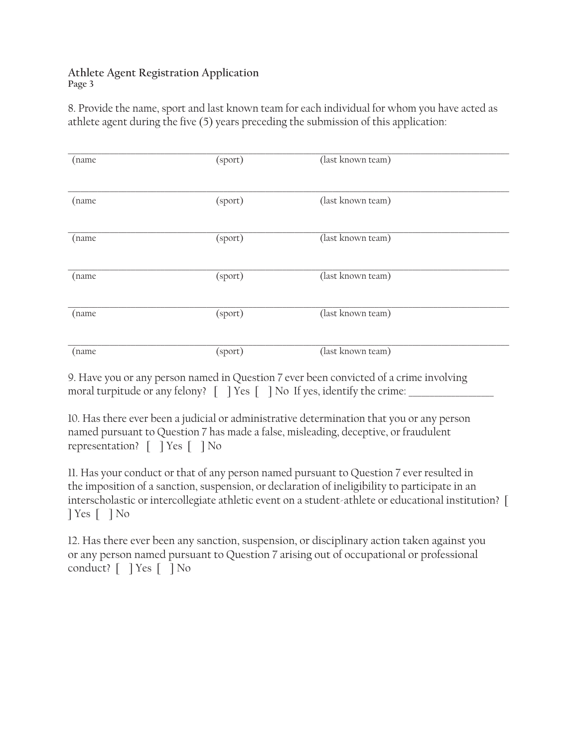**Athlete Agent Registration Application**
**Page 3**

8. Provide the name, sport and last known team for each individual for whom you have acted as athlete agent during the five (5) years preceding the submission of this application:

______________________________________________________________________________
(name (sport) (last known team)

______________________________________________________________________________
(name (sport) (last known team)

______________________________________________________________________________
(name (sport) (last known team)

______________________________________________________________________________
(name (sport) (last known team)

______________________________________________________________________________
(name (sport) (last known team)

______________________________________________________________________________
(name (sport) (last known team)

9. Have you or any person named in Question 7 ever been convicted of a crime involving moral turpitude or any felony? [ ] Yes [ ] No If yes, identify the crime: _______________

10. Has there ever been a judicial or administrative determination that you or any person named pursuant to Question 7 has made a false, misleading, deceptive, or fraudulent representation? [ ] Yes [ ] No

11. Has your conduct or that of any person named pursuant to Question 7 ever resulted in the imposition of a sanction, suspension, or declaration of ineligibility to participate in an interscholastic or intercollegiate athletic event on a student-athlete or educational institution? [ ] Yes [ ] No

12. Has there ever been any sanction, suspension, or disciplinary action taken against you or any person named pursuant to Question 7 arising out of occupational or professional conduct? [ ] Yes [ ] No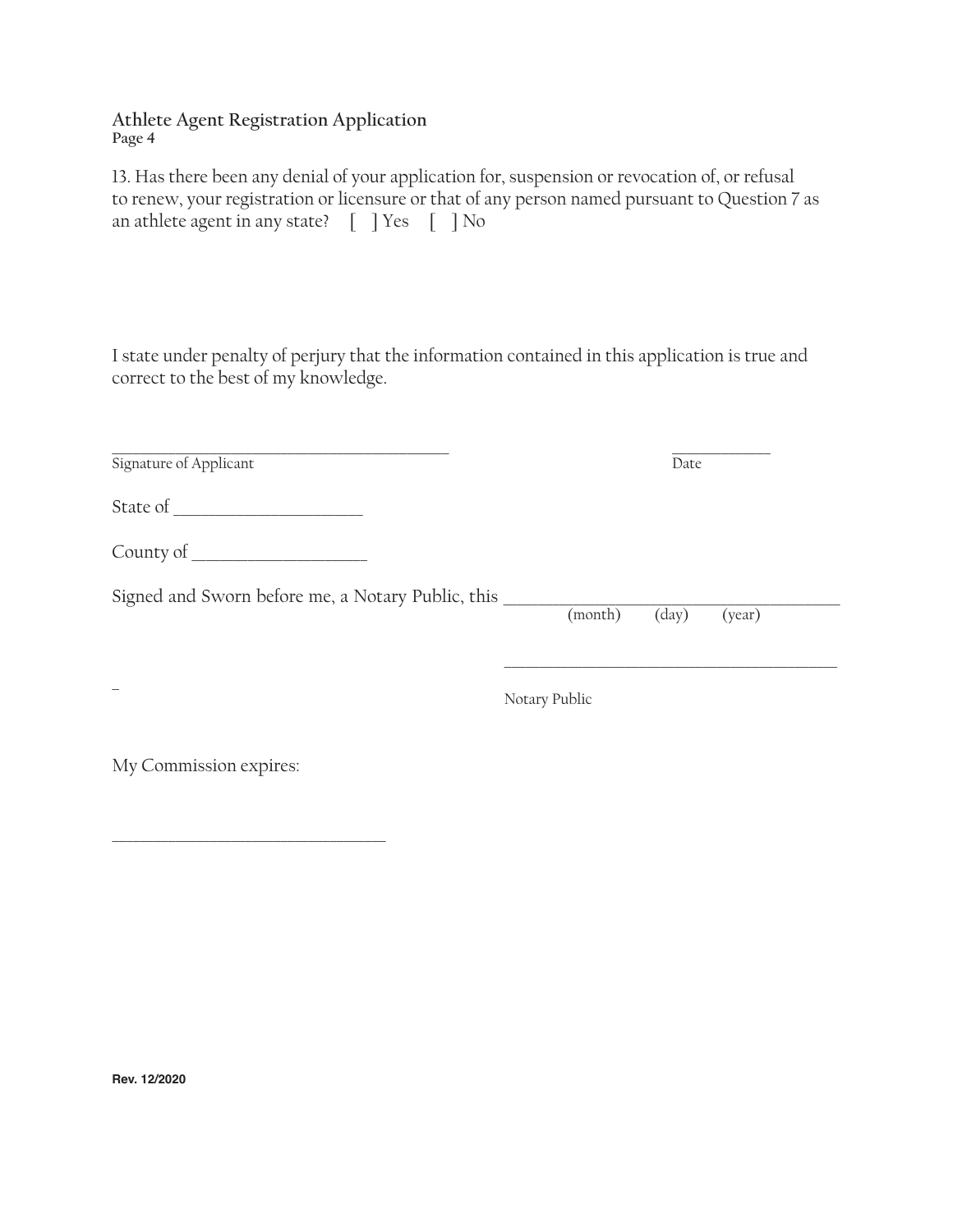**Athlete Agent Registration Application**
**Page 4**

13. Has there been any denial of your application for, suspension or revocation of, or refusal to renew, your registration or licensure or that of any person named pursuant to Question 7 as an athlete agent in any state?  [ ] Yes  [ ] No

I state under penalty of perjury that the information contained in this application is true and correct to the best of my knowledge.

_________________________________________          ____________
Signature of Applicant                                                     Date

State of ______________________

County of ____________________

Signed and Sworn before me, a Notary Public, this ________________________________________
(month) (day) (year)

_________________________________________
Notary Public

My Commission expires:

_________________________________

**Rev. 12/2020**